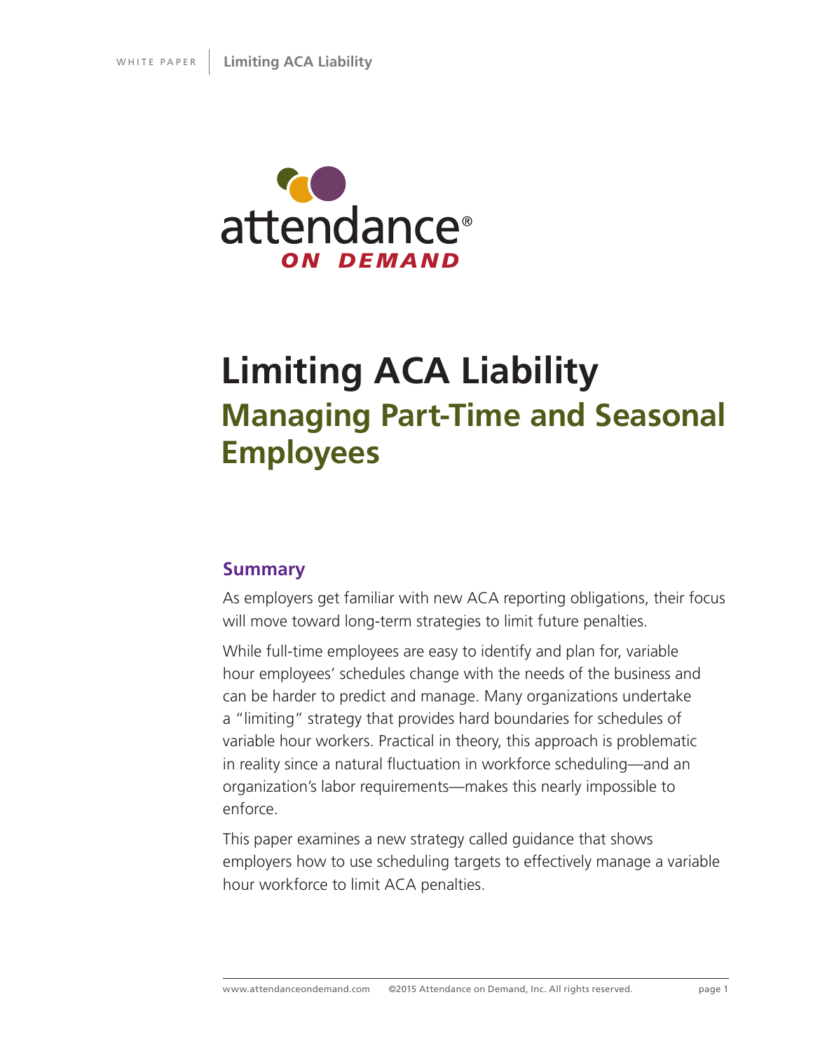attendance®
**ON DEMAND**

# Limiting ACA Liability

## Managing Part-Time and Seasonal Employees

### Summary

As employers get familiar with new ACA reporting obligations, their focus will move toward long-term strategies to limit future penalties.

While full-time employees are easy to identify and plan for, variable hour employees' schedules change with the needs of the business and can be harder to predict and manage. Many organizations undertake a "limiting" strategy that provides hard boundaries for schedules of variable hour workers. Practical in theory, this approach is problematic in reality since a natural fluctuation in workforce scheduling—and an organization's labor requirements—makes this nearly impossible to enforce.

This paper examines a new strategy called guidance that shows employers how to use scheduling targets to effectively manage a variable hour workforce to limit ACA penalties.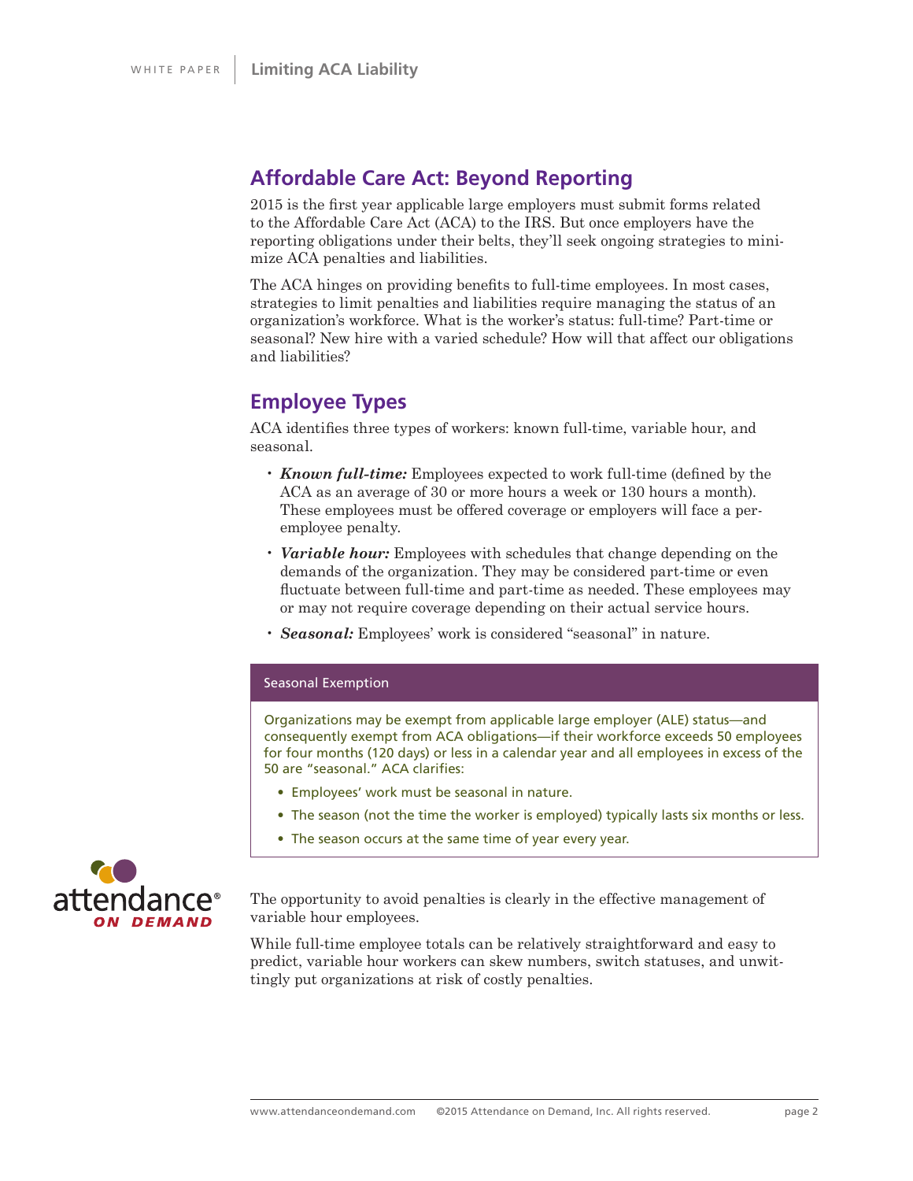## Affordable Care Act: Beyond Reporting

2015 is the first year applicable large employers must submit forms related to the Affordable Care Act (ACA) to the IRS. But once employers have the reporting obligations under their belts, they'll seek ongoing strategies to minimize ACA penalties and liabilities.

The ACA hinges on providing benefits to full-time employees. In most cases, strategies to limit penalties and liabilities require managing the status of an organization's workforce. What is the worker's status: full-time? Part-time or seasonal? New hire with a varied schedule? How will that affect our obligations and liabilities?

## Employee Types

ACA identifies three types of workers: known full-time, variable hour, and seasonal.

- ***Known full-time:*** Employees expected to work full-time (defined by the ACA as an average of 30 or more hours a week or 130 hours a month). These employees must be offered coverage or employers will face a per-employee penalty.
- ***Variable hour:*** Employees with schedules that change depending on the demands of the organization. They may be considered part-time or even fluctuate between full-time and part-time as needed. These employees may or may not require coverage depending on their actual service hours.
- ***Seasonal:*** Employees' work is considered "seasonal" in nature.

### Seasonal Exemption

Organizations may be exempt from applicable large employer (ALE) status—and consequently exempt from ACA obligations—if their workforce exceeds 50 employees for four months (120 days) or less in a calendar year and all employees in excess of the 50 are "seasonal." ACA clarifies:

- Employees' work must be seasonal in nature.
- The season (not the time the worker is employed) typically lasts six months or less.
- The season occurs at the same time of year every year.

The opportunity to avoid penalties is clearly in the effective management of variable hour employees.

While full-time employee totals can be relatively straightforward and easy to predict, variable hour workers can skew numbers, switch statuses, and unwittingly put organizations at risk of costly penalties.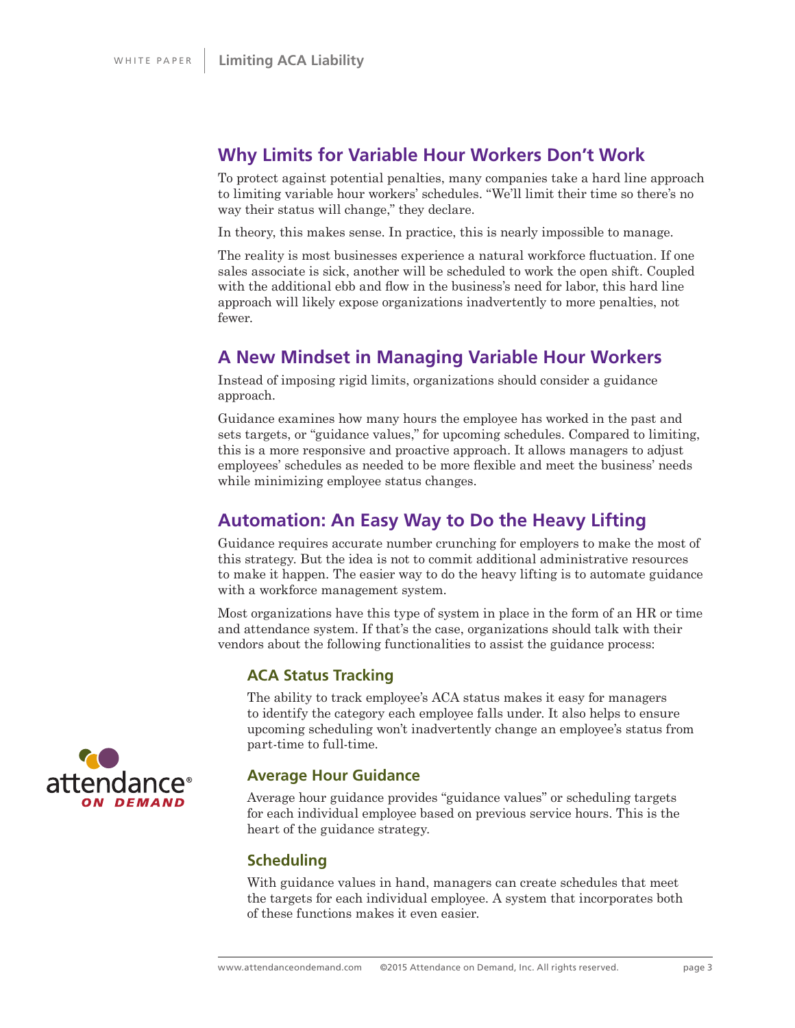## Why Limits for Variable Hour Workers Don't Work

To protect against potential penalties, many companies take a hard line approach to limiting variable hour workers' schedules. "We'll limit their time so there's no way their status will change," they declare.

In theory, this makes sense. In practice, this is nearly impossible to manage.

The reality is most businesses experience a natural workforce fluctuation. If one sales associate is sick, another will be scheduled to work the open shift. Coupled with the additional ebb and flow in the business's need for labor, this hard line approach will likely expose organizations inadvertently to more penalties, not fewer.

## A New Mindset in Managing Variable Hour Workers

Instead of imposing rigid limits, organizations should consider a guidance approach.

Guidance examines how many hours the employee has worked in the past and sets targets, or "guidance values," for upcoming schedules. Compared to limiting, this is a more responsive and proactive approach. It allows managers to adjust employees' schedules as needed to be more flexible and meet the business' needs while minimizing employee status changes.

## Automation: An Easy Way to Do the Heavy Lifting

Guidance requires accurate number crunching for employers to make the most of this strategy. But the idea is not to commit additional administrative resources to make it happen. The easier way to do the heavy lifting is to automate guidance with a workforce management system.

Most organizations have this type of system in place in the form of an HR or time and attendance system. If that's the case, organizations should talk with their vendors about the following functionalities to assist the guidance process:

### ACA Status Tracking

The ability to track employee's ACA status makes it easy for managers to identify the category each employee falls under. It also helps to ensure upcoming scheduling won't inadvertently change an employee's status from part-time to full-time.

### Average Hour Guidance

Average hour guidance provides "guidance values" or scheduling targets for each individual employee based on previous service hours. This is the heart of the guidance strategy.

### Scheduling

With guidance values in hand, managers can create schedules that meet the targets for each individual employee. A system that incorporates both of these functions makes it even easier.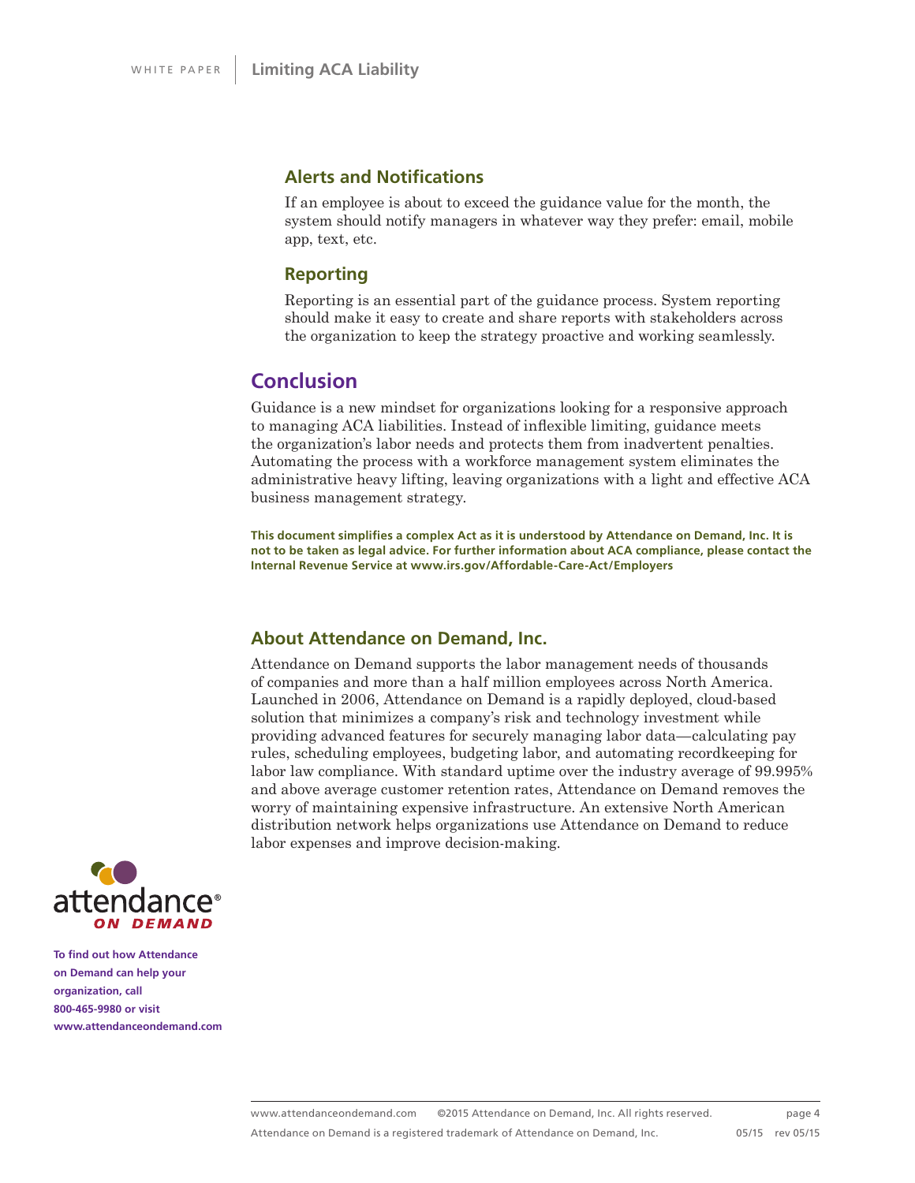### Alerts and Notifications

If an employee is about to exceed the guidance value for the month, the system should notify managers in whatever way they prefer: email, mobile app, text, etc.

### Reporting

Reporting is an essential part of the guidance process. System reporting should make it easy to create and share reports with stakeholders across the organization to keep the strategy proactive and working seamlessly.

## Conclusion

Guidance is a new mindset for organizations looking for a responsive approach to managing ACA liabilities. Instead of inflexible limiting, guidance meets the organization's labor needs and protects them from inadvertent penalties. Automating the process with a workforce management system eliminates the administrative heavy lifting, leaving organizations with a light and effective ACA business management strategy.

**This document simplifies a complex Act as it is understood by Attendance on Demand, Inc. It is not to be taken as legal advice. For further information about ACA compliance, please contact the Internal Revenue Service at www.irs.gov/Affordable-Care-Act/Employers**

### About Attendance on Demand, Inc.

Attendance on Demand supports the labor management needs of thousands of companies and more than a half million employees across North America. Launched in 2006, Attendance on Demand is a rapidly deployed, cloud-based solution that minimizes a company's risk and technology investment while providing advanced features for securely managing labor data—calculating pay rules, scheduling employees, budgeting labor, and automating recordkeeping for labor law compliance. With standard uptime over the industry average of 99.995% and above average customer retention rates, Attendance on Demand removes the worry of maintaining expensive infrastructure. An extensive North American distribution network helps organizations use Attendance on Demand to reduce labor expenses and improve decision-making.

attendance® ON DEMAND

**To find out how Attendance on Demand can help your organization, call 800-465-9980 or visit www.attendanceondemand.com**

www.attendanceondemand.com ©2015 Attendance on Demand, Inc. All rights reserved.

Attendance on Demand is a registered trademark of Attendance on Demand, Inc. 05/15 rev 05/15